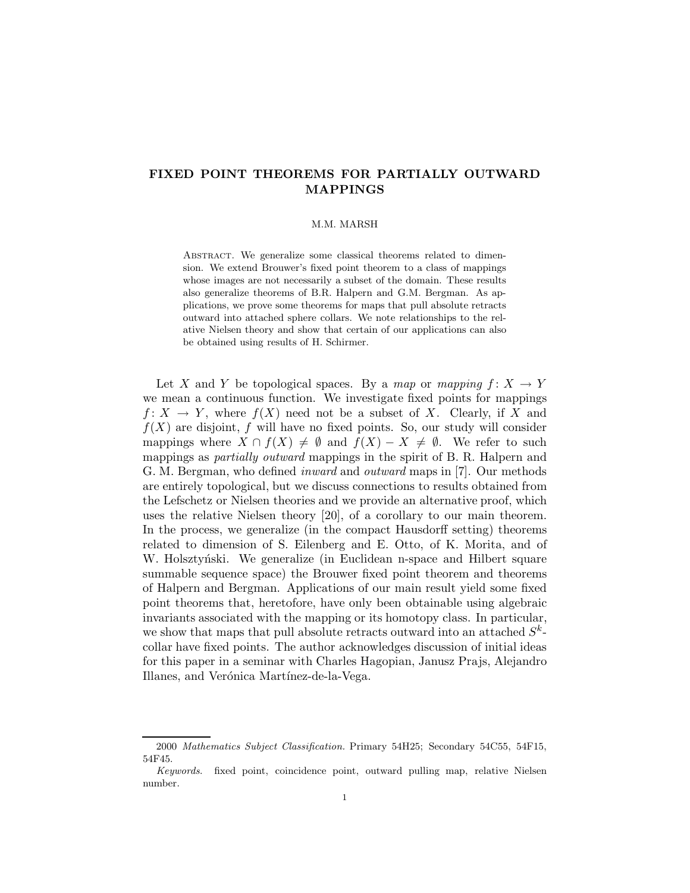# FIXED POINT THEOREMS FOR PARTIALLY OUTWARD MAPPINGS

M.M. MARSH

Abstract. We generalize some classical theorems related to dimension. We extend Brouwer's fixed point theorem to a class of mappings whose images are not necessarily a subset of the domain. These results also generalize theorems of B.R. Halpern and G.M. Bergman. As applications, we prove some theorems for maps that pull absolute retracts outward into attached sphere collars. We note relationships to the relative Nielsen theory and show that certain of our applications can also be obtained using results of H. Schirmer.

Let $X$ and $Y$ be topological spaces. By a *map* or *mapping* $f\colon X \to Y$ we mean a continuous function. We investigate fixed points for mappings $f\colon X \to Y$, where $f(X)$ need not be a subset of $X$. Clearly, if $X$ and $f(X)$ are disjoint, $f$ will have no fixed points. So, our study will consider mappings where $X \cap f(X) \neq \emptyset$ and $f(X) - X \neq \emptyset$. We refer to such mappings as *partially outward* mappings in the spirit of B. R. Halpern and G. M. Bergman, who defined *inward* and *outward* maps in [7]. Our methods are entirely topological, but we discuss connections to results obtained from the Lefschetz or Nielsen theories and we provide an alternative proof, which uses the relative Nielsen theory [20], of a corollary to our main theorem. In the process, we generalize (in the compact Hausdorff setting) theorems related to dimension of S. Eilenberg and E. Otto, of K. Morita, and of W. Holsztyński. We generalize (in Euclidean n-space and Hilbert square summable sequence space) the Brouwer fixed point theorem and theorems of Halpern and Bergman. Applications of our main result yield some fixed point theorems that, heretofore, have only been obtainable using algebraic invariants associated with the mapping or its homotopy class. In particular, we show that maps that pull absolute retracts outward into an attached $S^k$-collar have fixed points. The author acknowledges discussion of initial ideas for this paper in a seminar with Charles Hagopian, Janusz Prajs, Alejandro Illanes, and Verónica Martínez-de-la-Vega.

---

2000 *Mathematics Subject Classification.* Primary 54H25; Secondary 54C55, 54F15, 54F45.

*Keywords.* fixed point, coincidence point, outward pulling map, relative Nielsen number.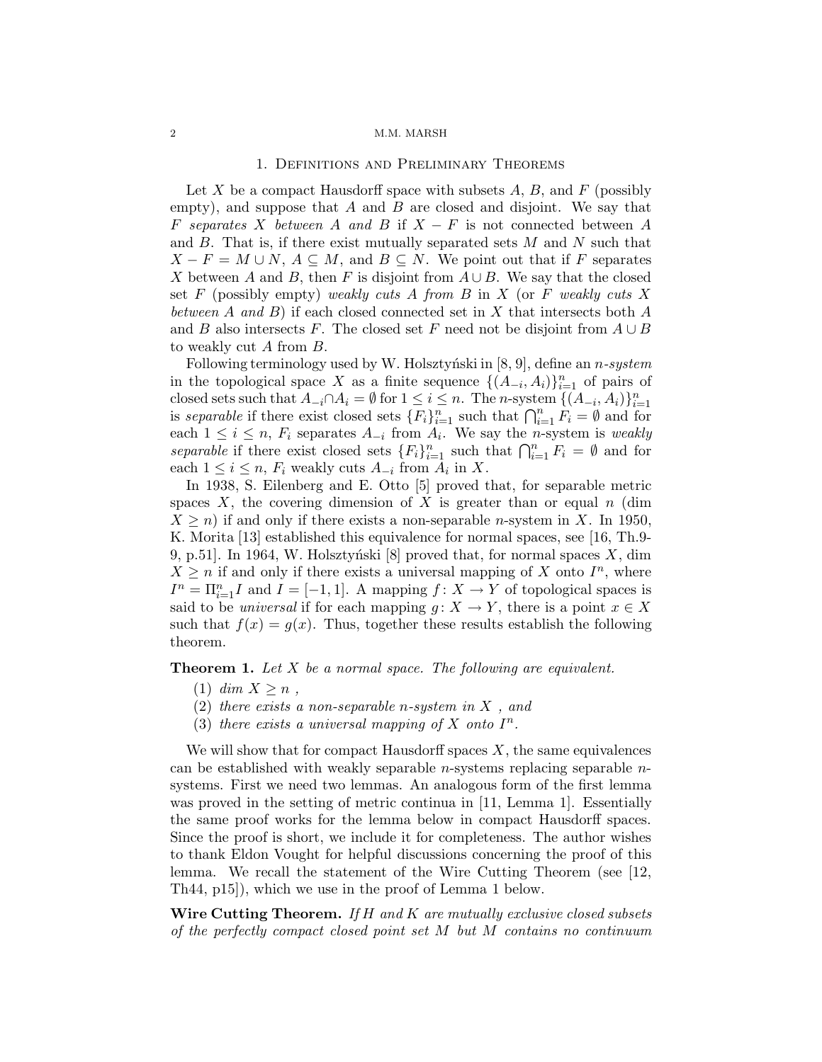## 1. Definitions and Preliminary Theorems

Let $X$ be a compact Hausdorff space with subsets $A$, $B$, and $F$ (possibly empty), and suppose that $A$ and $B$ are closed and disjoint. We say that $F$ *separates* $X$ *between* $A$ *and* $B$ if $X - F$ is not connected between $A$ and $B$. That is, if there exist mutually separated sets $M$ and $N$ such that $X - F = M \cup N$, $A \subseteq M$, and $B \subseteq N$. We point out that if $F$ separates $X$ between $A$ and $B$, then $F$ is disjoint from $A \cup B$. We say that the closed set $F$ (possibly empty) *weakly cuts* $A$ *from* $B$ in $X$ (or $F$ *weakly cuts* $X$ *between* $A$ *and* $B$) if each closed connected set in $X$ that intersects both $A$ and $B$ also intersects $F$. The closed set $F$ need not be disjoint from $A \cup B$ to weakly cut $A$ from $B$.

Following terminology used by W. Holsztyński in [8, 9], define an *$n$-system* in the topological space $X$ as a finite sequence $\{(A_{-i}, A_i)\}_{i=1}^n$ of pairs of closed sets such that $A_{-i} \cap A_i = \emptyset$ for $1 \leq i \leq n$. The $n$-system $\{(A_{-i}, A_i)\}_{i=1}^n$ is *separable* if there exist closed sets $\{F_i\}_{i=1}^n$ such that $\bigcap_{i=1}^n F_i = \emptyset$ and for each $1 \leq i \leq n$, $F_i$ separates $A_{-i}$ from $A_i$. We say the $n$-system is *weakly separable* if there exist closed sets $\{F_i\}_{i=1}^n$ such that $\bigcap_{i=1}^n F_i = \emptyset$ and for each $1 \leq i \leq n$, $F_i$ weakly cuts $A_{-i}$ from $A_i$ in $X$.

In 1938, S. Eilenberg and E. Otto [5] proved that, for separable metric spaces $X$, the covering dimension of $X$ is greater than or equal $n$ (dim $X \geq n$) if and only if there exists a non-separable $n$-system in $X$. In 1950, K. Morita [13] established this equivalence for normal spaces, see [16, Th.9-9, p.51]. In 1964, W. Holsztyński [8] proved that, for normal spaces $X$, dim $X \geq n$ if and only if there exists a universal mapping of $X$ onto $I^n$, where $I^n = \Pi_{i=1}^n I$ and $I = [-1, 1]$. A mapping $f\colon X \to Y$ of topological spaces is said to be *universal* if for each mapping $g\colon X \to Y$, there is a point $x \in X$ such that $f(x) = g(x)$. Thus, together these results establish the following theorem.

**Theorem 1.** *Let $X$ be a normal space. The following are equivalent.*

1. *dim $X \geq n$ ,*
2. *there exists a non-separable $n$-system in $X$ , and*
3. *there exists a universal mapping of $X$ onto $I^n$.*

We will show that for compact Hausdorff spaces $X$, the same equivalences can be established with weakly separable $n$-systems replacing separable $n$-systems. First we need two lemmas. An analogous form of the first lemma was proved in the setting of metric continua in [11, Lemma 1]. Essentially the same proof works for the lemma below in compact Hausdorff spaces. Since the proof is short, we include it for completeness. The author wishes to thank Eldon Vought for helpful discussions concerning the proof of this lemma. We recall the statement of the Wire Cutting Theorem (see [12, Th44, p15]), which we use in the proof of Lemma 1 below.

**Wire Cutting Theorem.** *If $H$ and $K$ are mutually exclusive closed subsets of the perfectly compact closed point set $M$ but $M$ contains no continuum*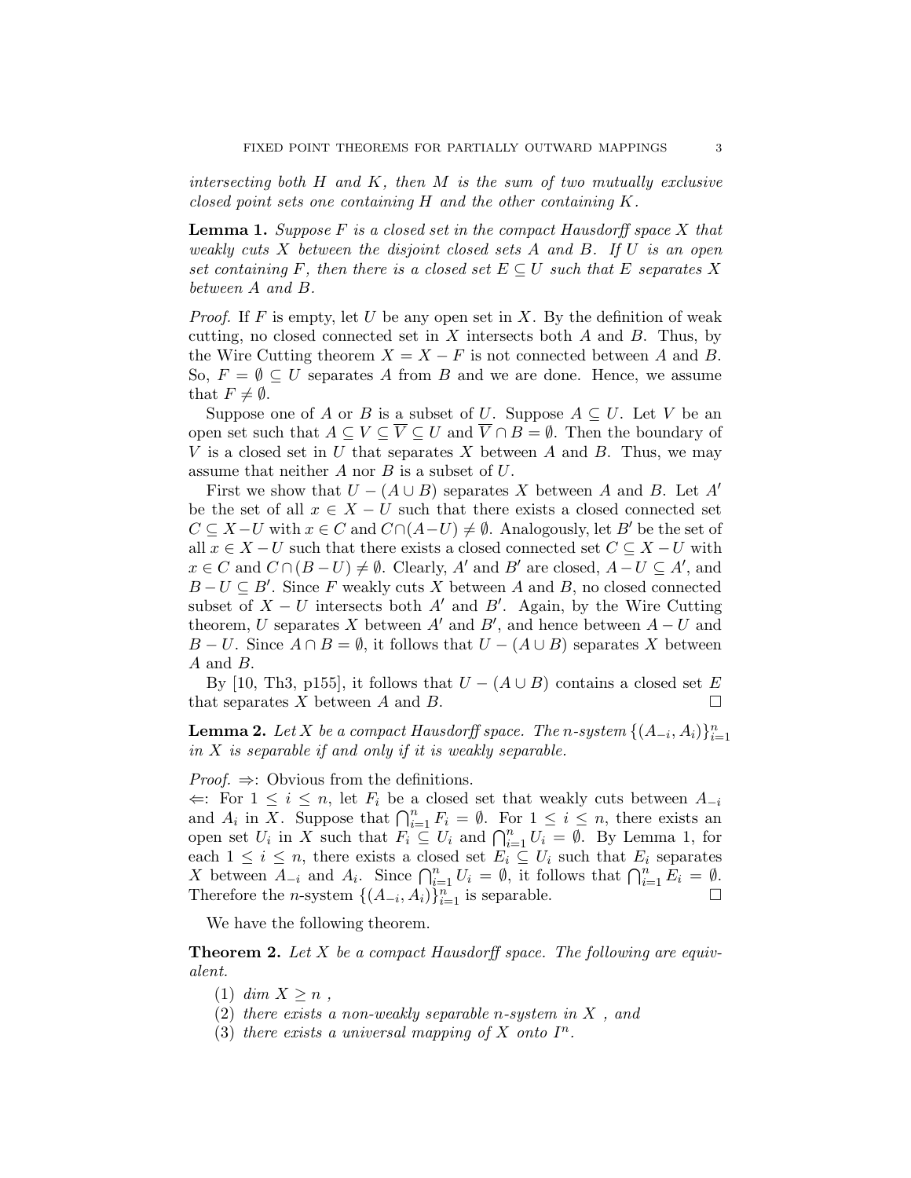*intersecting both $H$ and $K$, then $M$ is the sum of two mutually exclusive closed point sets one containing $H$ and the other containing $K$.*

**Lemma 1.** *Suppose $F$ is a closed set in the compact Hausdorff space $X$ that weakly cuts $X$ between the disjoint closed sets $A$ and $B$. If $U$ is an open set containing $F$, then there is a closed set $E \subseteq U$ such that $E$ separates $X$ between $A$ and $B$.*

*Proof.* If $F$ is empty, let $U$ be any open set in $X$. By the definition of weak cutting, no closed connected set in $X$ intersects both $A$ and $B$. Thus, by the Wire Cutting theorem $X = X - F$ is not connected between $A$ and $B$. So, $F = \emptyset \subseteq U$ separates $A$ from $B$ and we are done. Hence, we assume that $F \neq \emptyset$.

Suppose one of $A$ or $B$ is a subset of $U$. Suppose $A \subseteq U$. Let $V$ be an open set such that $A \subseteq V \subseteq \overline{V} \subseteq U$ and $\overline{V} \cap B = \emptyset$. Then the boundary of $V$ is a closed set in $U$ that separates $X$ between $A$ and $B$. Thus, we may assume that neither $A$ nor $B$ is a subset of $U$.

First we show that $U - (A \cup B)$ separates $X$ between $A$ and $B$. Let $A'$ be the set of all $x \in X - U$ such that there exists a closed connected set $C \subseteq X - U$ with $x \in C$ and $C \cap (A - U) \neq \emptyset$. Analogously, let $B'$ be the set of all $x \in X - U$ such that there exists a closed connected set $C \subseteq X - U$ with $x \in C$ and $C \cap (B - U) \neq \emptyset$. Clearly, $A'$ and $B'$ are closed, $A - U \subseteq A'$, and $B - U \subseteq B'$. Since $F$ weakly cuts $X$ between $A$ and $B$, no closed connected subset of $X - U$ intersects both $A'$ and $B'$. Again, by the Wire Cutting theorem, $U$ separates $X$ between $A'$ and $B'$, and hence between $A - U$ and $B - U$. Since $A \cap B = \emptyset$, it follows that $U - (A \cup B)$ separates $X$ between $A$ and $B$.

By [10, Th3, p155], it follows that $U - (A \cup B)$ contains a closed set $E$ that separates $X$ between $A$ and $B$. $\square$

**Lemma 2.** *Let $X$ be a compact Hausdorff space. The $n$-system $\{(A_{-i}, A_i)\}_{i=1}^n$ in $X$ is separable if and only if it is weakly separable.*

*Proof.* $\Rightarrow$: Obvious from the definitions.
$\Leftarrow$: For $1 \leq i \leq n$, let $F_i$ be a closed set that weakly cuts between $A_{-i}$ and $A_i$ in $X$. Suppose that $\bigcap_{i=1}^n F_i = \emptyset$. For $1 \leq i \leq n$, there exists an open set $U_i$ in $X$ such that $F_i \subseteq U_i$ and $\bigcap_{i=1}^n U_i = \emptyset$. By Lemma 1, for each $1 \leq i \leq n$, there exists a closed set $E_i \subseteq U_i$ such that $E_i$ separates $X$ between $A_{-i}$ and $A_i$. Since $\bigcap_{i=1}^n U_i = \emptyset$, it follows that $\bigcap_{i=1}^n E_i = \emptyset$. Therefore the $n$-system $\{(A_{-i}, A_i)\}_{i=1}^n$ is separable. $\square$

We have the following theorem.

**Theorem 2.** *Let $X$ be a compact Hausdorff space. The following are equivalent.*

1. *$\dim X \geq n$ ,*
2. *there exists a non-weakly separable $n$-system in $X$ , and*
3. *there exists a universal mapping of $X$ onto $I^n$.*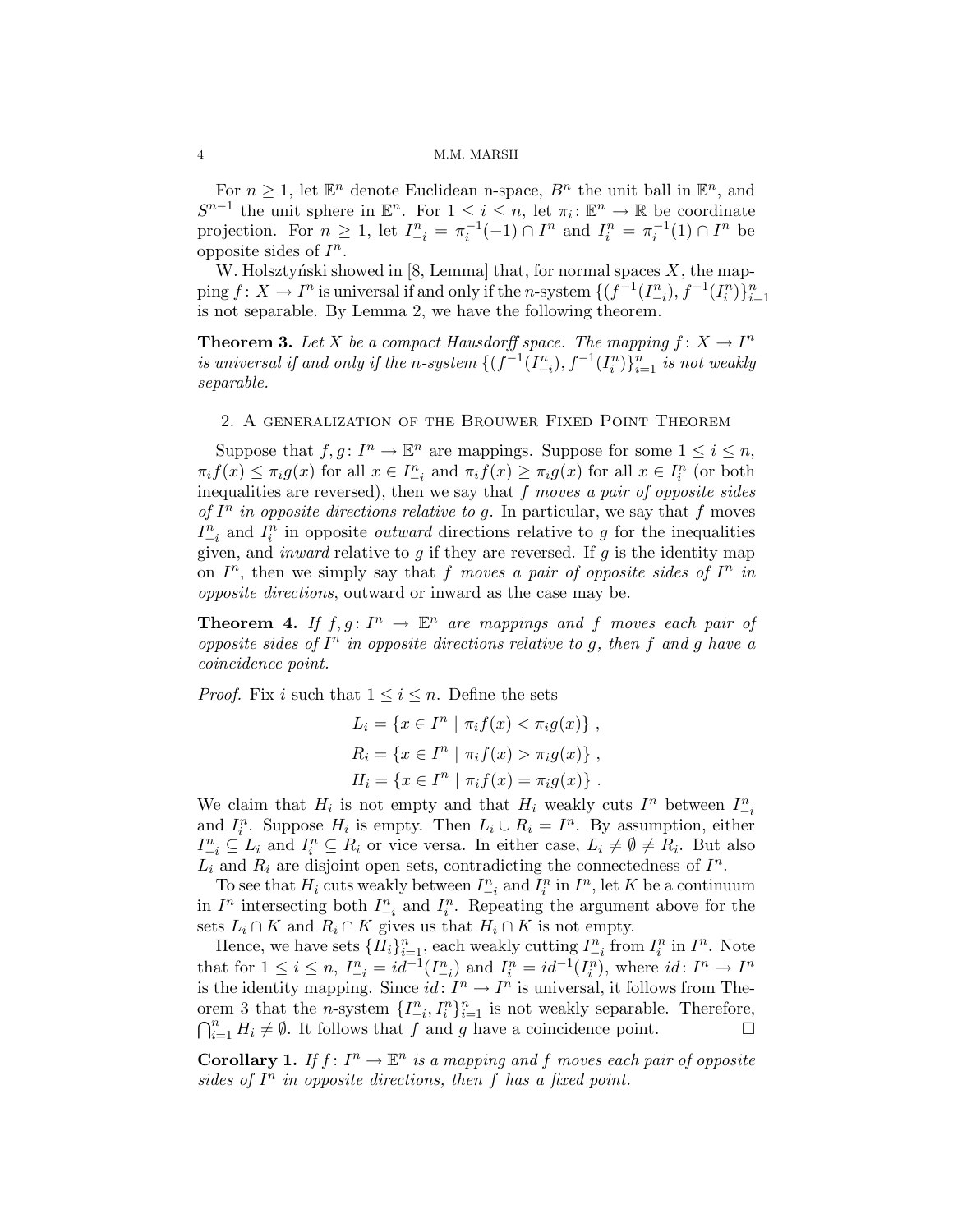For $n \geq 1$, let $\mathbb{E}^n$ denote Euclidean n-space, $B^n$ the unit ball in $\mathbb{E}^n$, and $S^{n-1}$ the unit sphere in $\mathbb{E}^n$. For $1 \leq i \leq n$, let $\pi_i \colon \mathbb{E}^n \to \mathbb{R}$ be coordinate projection. For $n \geq 1$, let $I^n_{-i} = \pi_i^{-1}(-1) \cap I^n$ and $I^n_i = \pi_i^{-1}(1) \cap I^n$ be opposite sides of $I^n$.

W. Holsztyński showed in [8, Lemma] that, for normal spaces $X$, the mapping $f \colon X \to I^n$ is universal if and only if the $n$-system $\{(f^{-1}(I^n_{-i}), f^{-1}(I^n_i)\}_{i=1}^n$ is not separable. By Lemma 2, we have the following theorem.

**Theorem 3.** *Let $X$ be a compact Hausdorff space. The mapping $f \colon X \to I^n$ is universal if and only if the $n$-system $\{(f^{-1}(I^n_{-i}), f^{-1}(I^n_i)\}_{i=1}^n$ is not weakly separable.*

## 2. A generalization of the Brouwer Fixed Point Theorem

Suppose that $f, g \colon I^n \to \mathbb{E}^n$ are mappings. Suppose for some $1 \leq i \leq n$, $\pi_i f(x) \leq \pi_i g(x)$ for all $x \in I^n_{-i}$ and $\pi_i f(x) \geq \pi_i g(x)$ for all $x \in I^n_i$ (or both inequalities are reversed), then we say that $f$ *moves a pair of opposite sides of $I^n$ in opposite directions relative to $g$*. In particular, we say that $f$ moves $I^n_{-i}$ and $I^n_i$ in opposite *outward* directions relative to $g$ for the inequalities given, and *inward* relative to $g$ if they are reversed. If $g$ is the identity map on $I^n$, then we simply say that $f$ *moves a pair of opposite sides of $I^n$ in opposite directions*, outward or inward as the case may be.

**Theorem 4.** *If $f, g \colon I^n \to \mathbb{E}^n$ are mappings and $f$ moves each pair of opposite sides of $I^n$ in opposite directions relative to $g$, then $f$ and $g$ have a coincidence point.*

*Proof.* Fix $i$ such that $1 \leq i \leq n$. Define the sets

$$L_i = \{x \in I^n \mid \pi_i f(x) < \pi_i g(x)\} \ ,$$
$$R_i = \{x \in I^n \mid \pi_i f(x) > \pi_i g(x)\} \ ,$$
$$H_i = \{x \in I^n \mid \pi_i f(x) = \pi_i g(x)\} \ .$$

We claim that $H_i$ is not empty and that $H_i$ weakly cuts $I^n$ between $I^n_{-i}$ and $I^n_i$. Suppose $H_i$ is empty. Then $L_i \cup R_i = I^n$. By assumption, either $I^n_{-i} \subseteq L_i$ and $I^n_i \subseteq R_i$ or vice versa. In either case, $L_i \neq \emptyset \neq R_i$. But also $L_i$ and $R_i$ are disjoint open sets, contradicting the connectedness of $I^n$.

To see that $H_i$ cuts weakly between $I^n_{-i}$ and $I^n_i$ in $I^n$, let $K$ be a continuum in $I^n$ intersecting both $I^n_{-i}$ and $I^n_i$. Repeating the argument above for the sets $L_i \cap K$ and $R_i \cap K$ gives us that $H_i \cap K$ is not empty.

Hence, we have sets $\{H_i\}_{i=1}^n$, each weakly cutting $I^n_{-i}$ from $I^n_i$ in $I^n$. Note that for $1 \leq i \leq n$, $I^n_{-i} = id^{-1}(I^n_{-i})$ and $I^n_i = id^{-1}(I^n_i)$, where $id \colon I^n \to I^n$ is the identity mapping. Since $id \colon I^n \to I^n$ is universal, it follows from Theorem 3 that the $n$-system $\{I^n_{-i}, I^n_i\}_{i=1}^n$ is not weakly separable. Therefore, $\bigcap_{i=1}^n H_i \neq \emptyset$. It follows that $f$ and $g$ have a coincidence point. $\square$

**Corollary 1.** *If $f \colon I^n \to \mathbb{E}^n$ is a mapping and $f$ moves each pair of opposite sides of $I^n$ in opposite directions, then $f$ has a fixed point.*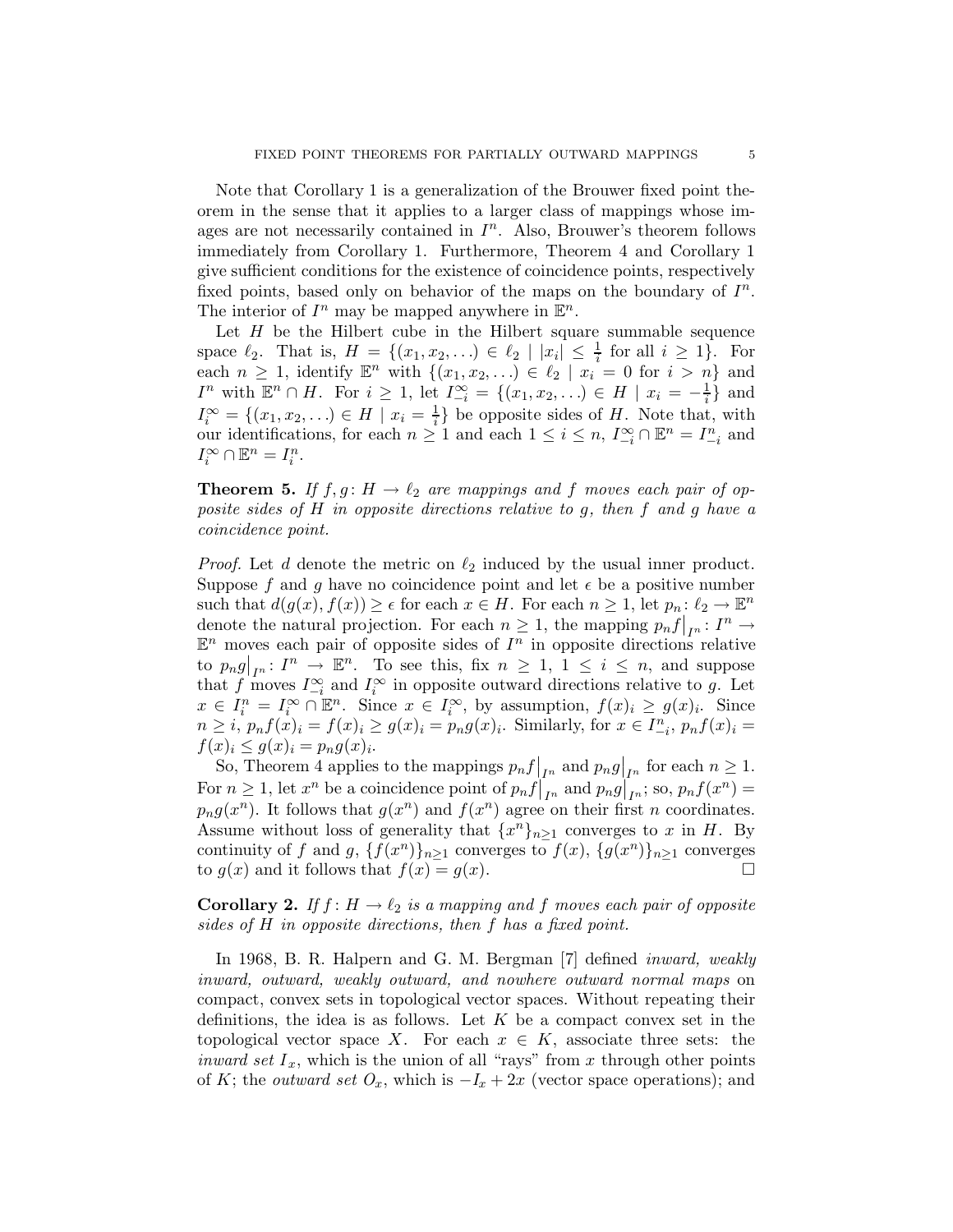Note that Corollary 1 is a generalization of the Brouwer fixed point theorem in the sense that it applies to a larger class of mappings whose images are not necessarily contained in $I^n$. Also, Brouwer's theorem follows immediately from Corollary 1. Furthermore, Theorem 4 and Corollary 1 give sufficient conditions for the existence of coincidence points, respectively fixed points, based only on behavior of the maps on the boundary of $I^n$. The interior of $I^n$ may be mapped anywhere in $\mathbb{E}^n$.

Let $H$ be the Hilbert cube in the Hilbert square summable sequence space $\ell_2$. That is, $H = \{(x_1, x_2, \ldots) \in \ell_2 \mid |x_i| \leq \frac{1}{i}$ for all $i \geq 1\}$. For each $n \geq 1$, identify $\mathbb{E}^n$ with $\{(x_1, x_2, \ldots) \in \ell_2 \mid x_i = 0$ for $i > n\}$ and $I^n$ with $\mathbb{E}^n \cap H$. For $i \geq 1$, let $I^\infty_{-i} = \{(x_1, x_2, \ldots) \in H \mid x_i = -\frac{1}{i}\}$ and $I^\infty_i = \{(x_1, x_2, \ldots) \in H \mid x_i = \frac{1}{i}\}$ be opposite sides of $H$. Note that, with our identifications, for each $n \geq 1$ and each $1 \leq i \leq n$, $I^\infty_{-i} \cap \mathbb{E}^n = I^n_{-i}$ and $I^\infty_i \cap \mathbb{E}^n = I^n_i$.

**Theorem 5.** *If $f, g\colon H \to \ell_2$ are mappings and $f$ moves each pair of opposite sides of $H$ in opposite directions relative to $g$, then $f$ and $g$ have a coincidence point.*

*Proof.* Let $d$ denote the metric on $\ell_2$ induced by the usual inner product. Suppose $f$ and $g$ have no coincidence point and let $\epsilon$ be a positive number such that $d(g(x), f(x)) \geq \epsilon$ for each $x \in H$. For each $n \geq 1$, let $p_n\colon \ell_2 \to \mathbb{E}^n$ denote the natural projection. For each $n \geq 1$, the mapping $p_n f\big|_{I^n}\colon I^n \to \mathbb{E}^n$ moves each pair of opposite sides of $I^n$ in opposite directions relative to $p_n g\big|_{I^n}\colon I^n \to \mathbb{E}^n$. To see this, fix $n \geq 1$, $1 \leq i \leq n$, and suppose that $f$ moves $I^\infty_{-i}$ and $I^\infty_i$ in opposite outward directions relative to $g$. Let $x \in I^n_i = I^\infty_i \cap \mathbb{E}^n$. Since $x \in I^\infty_i$, by assumption, $f(x)_i \geq g(x)_i$. Since $n \geq i$, $p_n f(x)_i = f(x)_i \geq g(x)_i = p_n g(x)_i$. Similarly, for $x \in I^n_{-i}$, $p_n f(x)_i = f(x)_i \leq g(x)_i = p_n g(x)_i$.

So, Theorem 4 applies to the mappings $p_n f\big|_{I^n}$ and $p_n g\big|_{I^n}$ for each $n \geq 1$. For $n \geq 1$, let $x^n$ be a coincidence point of $p_n f\big|_{I^n}$ and $p_n g\big|_{I^n}$; so, $p_n f(x^n) = p_n g(x^n)$. It follows that $g(x^n)$ and $f(x^n)$ agree on their first $n$ coordinates. Assume without loss of generality that $\{x^n\}_{n \geq 1}$ converges to $x$ in $H$. By continuity of $f$ and $g$, $\{f(x^n)\}_{n \geq 1}$ converges to $f(x)$, $\{g(x^n)\}_{n \geq 1}$ converges to $g(x)$ and it follows that $f(x) = g(x)$. $\square$

**Corollary 2.** *If $f\colon H \to \ell_2$ is a mapping and $f$ moves each pair of opposite sides of $H$ in opposite directions, then $f$ has a fixed point.*

In 1968, B. R. Halpern and G. M. Bergman [7] defined *inward, weakly inward, outward, weakly outward, and nowhere outward normal maps* on compact, convex sets in topological vector spaces. Without repeating their definitions, the idea is as follows. Let $K$ be a compact convex set in the topological vector space $X$. For each $x \in K$, associate three sets: the *inward set* $I_x$, which is the union of all "rays" from $x$ through other points of $K$; the *outward set* $O_x$, which is $-I_x + 2x$ (vector space operations); and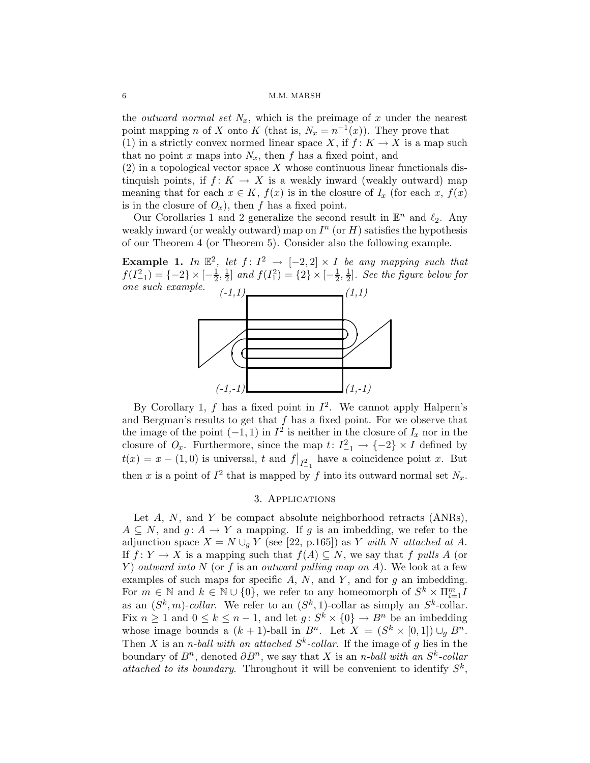the *outward normal set* $N_x$, which is the preimage of $x$ under the nearest point mapping $n$ of $X$ onto $K$ (that is, $N_x = n^{-1}(x)$). They prove that
(1) in a strictly convex normed linear space $X$, if $f\colon K \to X$ is a map such that no point $x$ maps into $N_x$, then $f$ has a fixed point, and
(2) in a topological vector space $X$ whose continuous linear functionals distinquish points, if $f\colon K \to X$ is a weakly inward (weakly outward) map meaning that for each $x \in K$, $f(x)$ is in the closure of $I_x$ (for each $x$, $f(x)$ is in the closure of $O_x$), then $f$ has a fixed point.

Our Corollaries 1 and 2 generalize the second result in $\mathbb{E}^n$ and $\ell_2$. Any weakly inward (or weakly outward) map on $I^n$ (or $H$) satisfies the hypothesis of our Theorem 4 (or Theorem 5). Consider also the following example.

**Example 1.** *In $\mathbb{E}^2$, let $f\colon I^2 \to [-2,2] \times I$ be any mapping such that $f(I^2_{-1}) = \{-2\} \times [-\frac{1}{2}, \frac{1}{2}]$ and $f(I^2_1) = \{2\} \times [-\frac{1}{2}, \frac{1}{2}]$. See the figure below for one such example.*

(-1,1) (1,1)

(-1,-1) (1,-1)

By Corollary 1, $f$ has a fixed point in $I^2$. We cannot apply Halpern's and Bergman's results to get that $f$ has a fixed point. For we observe that the image of the point $(-1,1)$ in $I^2$ is neither in the closure of $I_x$ nor in the closure of $O_x$. Furthermore, since the map $t\colon I^2_{-1} \to \{-2\} \times I$ defined by $t(x) = x - (1,0)$ is universal, $t$ and $f\big|_{I^2_{-1}}$ have a coincidence point $x$. But then $x$ is a point of $I^2$ that is mapped by $f$ into its outward normal set $N_x$.

## 3. Applications

Let $A$, $N$, and $Y$ be compact absolute neighborhood retracts (ANRs), $A \subseteq N$, and $g\colon A \to Y$ a mapping. If $g$ is an imbedding, we refer to the adjunction space $X = N \cup_g Y$ (see [22, p.165]) as $Y$ *with* $N$ *attached at* $A$. If $f\colon Y \to X$ is a mapping such that $f(A) \subseteq N$, we say that $f$ *pulls* $A$ (or $Y$) *outward into* $N$ (or $f$ is an *outward pulling map on* $A$). We look at a few examples of such maps for specific $A$, $N$, and $Y$, and for $g$ an imbedding. For $m \in \mathbb{N}$ and $k \in \mathbb{N} \cup \{0\}$, we refer to any homeomorph of $S^k \times \Pi_{i=1}^m I$ as an *$(S^k, m)$-collar*. We refer to an $(S^k,1)$-collar as simply an *$S^k$-collar*. Fix $n \geq 1$ and $0 \leq k \leq n-1$, and let $g\colon S^k \times \{0\} \to B^n$ be an imbedding whose image bounds a $(k+1)$-ball in $B^n$. Let $X = (S^k \times [0,1]) \cup_g B^n$. Then $X$ is an *$n$-ball with an attached $S^k$-collar*. If the image of $g$ lies in the boundary of $B^n$, denoted $\partial B^n$, we say that $X$ is an *$n$-ball with an $S^k$-collar attached to its boundary*. Throughout it will be convenient to identify $S^k$,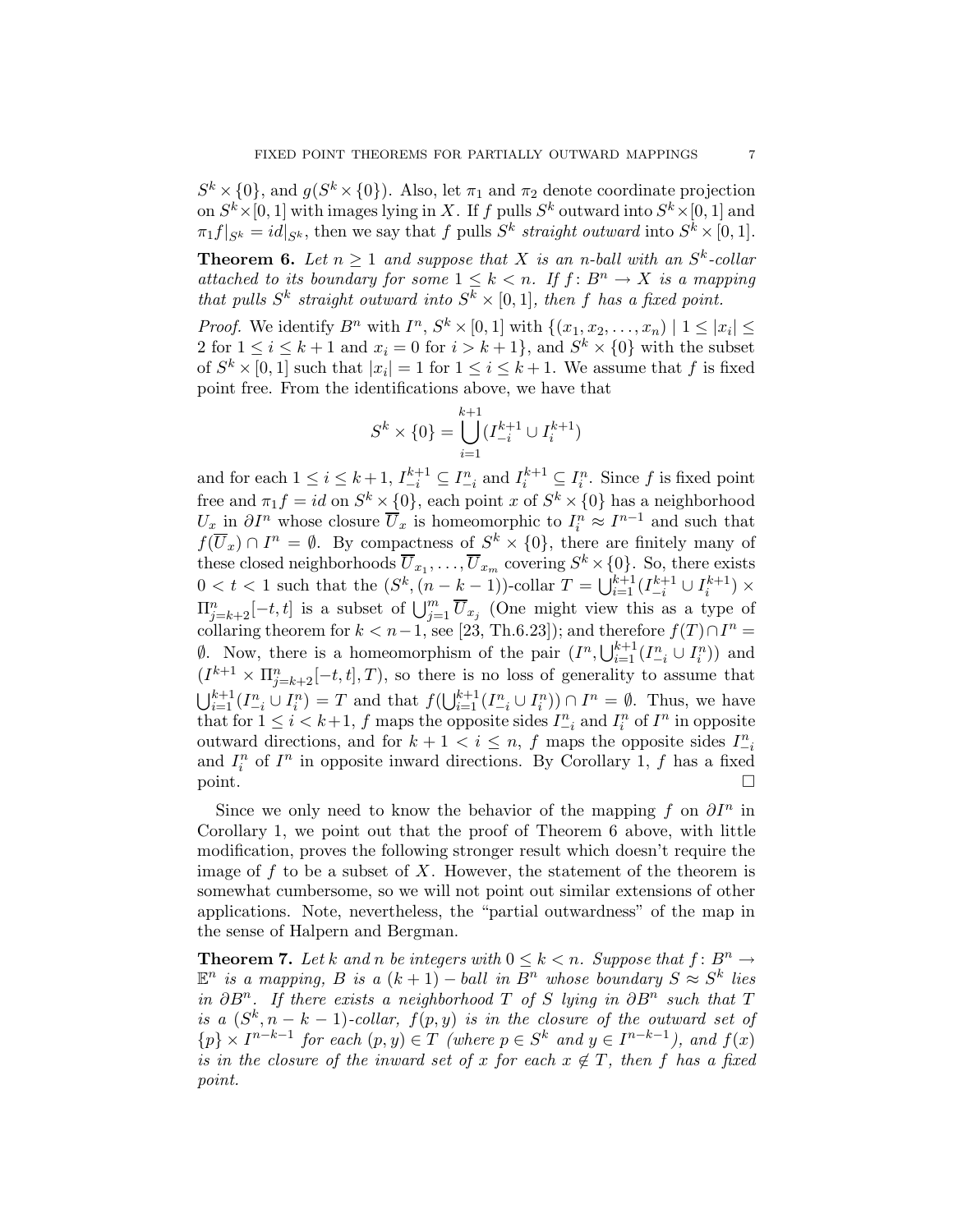$S^k \times \{0\}$, and $g(S^k \times \{0\})$. Also, let $\pi_1$ and $\pi_2$ denote coordinate projection on $S^k \times [0,1]$ with images lying in $X$. If $f$ pulls $S^k$ outward into $S^k \times [0,1]$ and $\pi_1 f|_{S^k} = id|_{S^k}$, then we say that $f$ pulls $S^k$ *straight outward* into $S^k \times [0,1]$.

**Theorem 6.** *Let $n \geq 1$ and suppose that $X$ is an $n$-ball with an $S^k$-collar attached to its boundary for some $1 \leq k < n$. If $f\colon B^n \to X$ is a mapping that pulls $S^k$ straight outward into $S^k \times [0,1]$, then $f$ has a fixed point.*

*Proof.* We identify $B^n$ with $I^n$, $S^k \times [0,1]$ with $\{(x_1, x_2, \ldots, x_n) \mid 1 \leq |x_i| \leq 2$ for $1 \leq i \leq k+1$ and $x_i = 0$ for $i > k+1\}$, and $S^k \times \{0\}$ with the subset of $S^k \times [0,1]$ such that $|x_i| = 1$ for $1 \leq i \leq k+1$. We assume that $f$ is fixed point free. From the identifications above, we have that

$$S^k \times \{0\} = \bigcup_{i=1}^{k+1} (I_{-i}^{k+1} \cup I_i^{k+1})$$

and for each $1 \leq i \leq k+1$, $I_{-i}^{k+1} \subseteq I_{-i}^n$ and $I_i^{k+1} \subseteq I_i^n$. Since $f$ is fixed point free and $\pi_1 f = id$ on $S^k \times \{0\}$, each point $x$ of $S^k \times \{0\}$ has a neighborhood $U_x$ in $\partial I^n$ whose closure $\overline{U}_x$ is homeomorphic to $I_i^n \approx I^{n-1}$ and such that $f(\overline{U}_x) \cap I^n = \emptyset$. By compactness of $S^k \times \{0\}$, there are finitely many of these closed neighborhoods $\overline{U}_{x_1}, \ldots, \overline{U}_{x_m}$ covering $S^k \times \{0\}$. So, there exists $0 < t < 1$ such that the $(S^k, (n-k-1))$-collar $T = \bigcup_{i=1}^{k+1} (I_{-i}^{k+1} \cup I_i^{k+1}) \times \Pi_{j=k+2}^n [-t, t]$ is a subset of $\bigcup_{j=1}^m \overline{U}_{x_j}$ (One might view this as a type of collaring theorem for $k < n-1$, see [23, Th.6.23]); and therefore $f(T) \cap I^n = \emptyset$. Now, there is a homeomorphism of the pair $(I^n, \bigcup_{i=1}^{k+1}(I_{-i}^n \cup I_i^n))$ and $(I^{k+1} \times \Pi_{j=k+2}^n [-t,t], T)$, so there is no loss of generality to assume that $\bigcup_{i=1}^{k+1}(I_{-i}^n \cup I_i^n) = T$ and that $f(\bigcup_{i=1}^{k+1}(I_{-i}^n \cup I_i^n)) \cap I^n = \emptyset$. Thus, we have that for $1 \leq i < k+1$, $f$ maps the opposite sides $I_{-i}^n$ and $I_i^n$ of $I^n$ in opposite outward directions, and for $k+1 < i \leq n$, $f$ maps the opposite sides $I_{-i}^n$ and $I_i^n$ of $I^n$ in opposite inward directions. By Corollary 1, $f$ has a fixed point. $\square$

Since we only need to know the behavior of the mapping $f$ on $\partial I^n$ in Corollary 1, we point out that the proof of Theorem 6 above, with little modification, proves the following stronger result which doesn't require the image of $f$ to be a subset of $X$. However, the statement of the theorem is somewhat cumbersome, so we will not point out similar extensions of other applications. Note, nevertheless, the "partial outwardness" of the map in the sense of Halpern and Bergman.

**Theorem 7.** *Let $k$ and $n$ be integers with $0 \leq k < n$. Suppose that $f\colon B^n \to \mathbb{E}^n$ is a mapping, $B$ is a $(k+1)-$ball in $B^n$ whose boundary $S \approx S^k$ lies in $\partial B^n$. If there exists a neighborhood $T$ of $S$ lying in $\partial B^n$ such that $T$ is a $(S^k, n-k-1)$-collar, $f(p,y)$ is in the closure of the outward set of $\{p\} \times I^{n-k-1}$ for each $(p,y) \in T$ (where $p \in S^k$ and $y \in I^{n-k-1}$), and $f(x)$ is in the closure of the inward set of $x$ for each $x \notin T$, then $f$ has a fixed point.*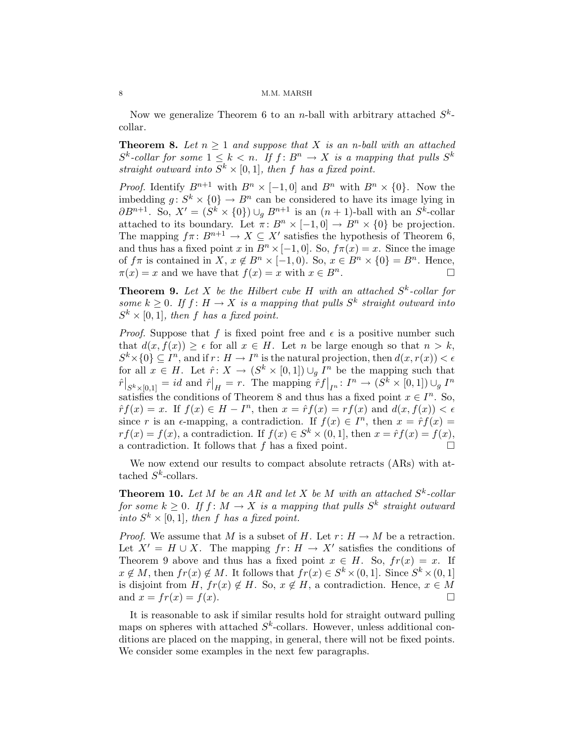Now we generalize Theorem 6 to an $n$-ball with arbitrary attached $S^k$-collar.

**Theorem 8.** *Let $n \geq 1$ and suppose that $X$ is an $n$-ball with an attached $S^k$-collar for some $1 \leq k < n$. If $f\colon B^n \to X$ is a mapping that pulls $S^k$ straight outward into $S^k \times [0,1]$, then $f$ has a fixed point.*

*Proof.* Identify $B^{n+1}$ with $B^n \times [-1,0]$ and $B^n$ with $B^n \times \{0\}$. Now the imbedding $g\colon S^k \times \{0\} \to B^n$ can be considered to have its image lying in $\partial B^{n+1}$. So, $X' = (S^k \times \{0\}) \cup_g B^{n+1}$ is an $(n+1)$-ball with an $S^k$-collar attached to its boundary. Let $\pi\colon B^n \times [-1,0] \to B^n \times \{0\}$ be projection. The mapping $f\pi\colon B^{n+1} \to X \subseteq X'$ satisfies the hypothesis of Theorem 6, and thus has a fixed point $x$ in $B^n \times [-1,0]$. So, $f\pi(x) = x$. Since the image of $f\pi$ is contained in $X$, $x \notin B^n \times [-1,0)$. So, $x \in B^n \times \{0\} = B^n$. Hence, $\pi(x) = x$ and we have that $f(x) = x$ with $x \in B^n$. $\square$

**Theorem 9.** *Let $X$ be the Hilbert cube $H$ with an attached $S^k$-collar for some $k \geq 0$. If $f\colon H \to X$ is a mapping that pulls $S^k$ straight outward into $S^k \times [0,1]$, then $f$ has a fixed point.*

*Proof.* Suppose that $f$ is fixed point free and $\epsilon$ is a positive number such that $d(x, f(x)) \geq \epsilon$ for all $x \in H$. Let $n$ be large enough so that $n > k$, $S^k \times \{0\} \subseteq I^n$, and if $r\colon H \to I^n$ is the natural projection, then $d(x, r(x)) < \epsilon$ for all $x \in H$. Let $\hat{r}\colon X \to (S^k \times [0,1]) \cup_g I^n$ be the mapping such that $\hat{r}\big|_{S^k \times [0,1]} = id$ and $\hat{r}\big|_H = r$. The mapping $\hat{r}f\big|_{I^n}\colon I^n \to (S^k \times [0,1]) \cup_g I^n$ satisfies the conditions of Theorem 8 and thus has a fixed point $x \in I^n$. So, $\hat{r}f(x) = x$. If $f(x) \in H - I^n$, then $x = \hat{r}f(x) = rf(x)$ and $d(x, f(x)) < \epsilon$ since $r$ is an $\epsilon$-mapping, a contradiction. If $f(x) \in I^n$, then $x = \hat{r}f(x) = rf(x) = f(x)$, a contradiction. If $f(x) \in S^k \times (0,1]$, then $x = \hat{r}f(x) = f(x)$, a contradiction. It follows that $f$ has a fixed point. $\square$

We now extend our results to compact absolute retracts (ARs) with attached $S^k$-collars.

**Theorem 10.** *Let $M$ be an AR and let $X$ be $M$ with an attached $S^k$-collar for some $k \geq 0$. If $f\colon M \to X$ is a mapping that pulls $S^k$ straight outward into $S^k \times [0,1]$, then $f$ has a fixed point.*

*Proof.* We assume that $M$ is a subset of $H$. Let $r\colon H \to M$ be a retraction. Let $X' = H \cup X$. The mapping $fr\colon H \to X'$ satisfies the conditions of Theorem 9 above and thus has a fixed point $x \in H$. So, $fr(x) = x$. If $x \notin M$, then $fr(x) \notin M$. It follows that $fr(x) \in S^k \times (0,1]$. Since $S^k \times (0,1]$ is disjoint from $H$, $fr(x) \notin H$. So, $x \notin H$, a contradiction. Hence, $x \in M$ and $x = fr(x) = f(x)$. $\square$

It is reasonable to ask if similar results hold for straight outward pulling maps on spheres with attached $S^k$-collars. However, unless additional conditions are placed on the mapping, in general, there will not be fixed points. We consider some examples in the next few paragraphs.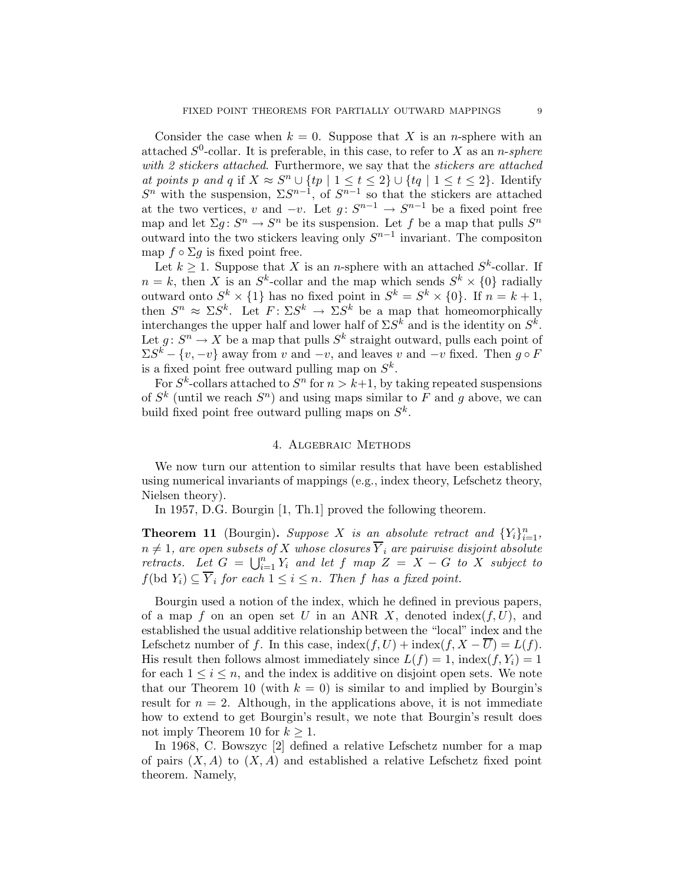Consider the case when $k = 0$. Suppose that $X$ is an $n$-sphere with an attached $S^0$-collar. It is preferable, in this case, to refer to $X$ as an *$n$-sphere with 2 stickers attached*. Furthermore, we say that the *stickers are attached at points $p$ and $q$* if $X \approx S^n \cup \{tp \mid 1 \leq t \leq 2\} \cup \{tq \mid 1 \leq t \leq 2\}$. Identify $S^n$ with the suspension, $\Sigma S^{n-1}$, of $S^{n-1}$ so that the stickers are attached at the two vertices, $v$ and $-v$. Let $g\colon S^{n-1} \to S^{n-1}$ be a fixed point free map and let $\Sigma g\colon S^n \to S^n$ be its suspension. Let $f$ be a map that pulls $S^n$ outward into the two stickers leaving only $S^{n-1}$ invariant. The compositon map $f \circ \Sigma g$ is fixed point free.

Let $k \geq 1$. Suppose that $X$ is an $n$-sphere with an attached $S^k$-collar. If $n = k$, then $X$ is an $S^k$-collar and the map which sends $S^k \times \{0\}$ radially outward onto $S^k \times \{1\}$ has no fixed point in $S^k = S^k \times \{0\}$. If $n = k+1$, then $S^n \approx \Sigma S^k$. Let $F\colon \Sigma S^k \to \Sigma S^k$ be a map that homeomorphically interchanges the upper half and lower half of $\Sigma S^k$ and is the identity on $S^k$. Let $g\colon S^n \to X$ be a map that pulls $S^k$ straight outward, pulls each point of $\Sigma S^k - \{v, -v\}$ away from $v$ and $-v$, and leaves $v$ and $-v$ fixed. Then $g \circ F$ is a fixed point free outward pulling map on $S^k$.

For $S^k$-collars attached to $S^n$ for $n > k+1$, by taking repeated suspensions of $S^k$ (until we reach $S^n$) and using maps similar to $F$ and $g$ above, we can build fixed point free outward pulling maps on $S^k$.

## 4. Algebraic Methods

We now turn our attention to similar results that have been established using numerical invariants of mappings (e.g., index theory, Lefschetz theory, Nielsen theory).

In 1957, D.G. Bourgin [1, Th.1] proved the following theorem.

**Theorem 11** (Bourgin)**.** *Suppose $X$ is an absolute retract and $\{Y_i\}_{i=1}^n$, $n \neq 1$, are open subsets of $X$ whose closures $\overline{Y}_i$ are pairwise disjoint absolute retracts. Let $G = \bigcup_{i=1}^n Y_i$ and let $f$ map $Z = X - G$ to $X$ subject to $f(\text{bd } Y_i) \subseteq \overline{Y}_i$ for each $1 \leq i \leq n$. Then $f$ has a fixed point.*

Bourgin used a notion of the index, which he defined in previous papers, of a map $f$ on an open set $U$ in an ANR $X$, denoted $\text{index}(f, U)$, and established the usual additive relationship between the "local" index and the Lefschetz number of $f$. In this case, $\text{index}(f, U) + \text{index}(f, X - \overline{U}) = L(f)$. His result then follows almost immediately since $L(f) = 1$, $\text{index}(f, Y_i) = 1$ for each $1 \leq i \leq n$, and the index is additive on disjoint open sets. We note that our Theorem 10 (with $k = 0$) is similar to and implied by Bourgin's result for $n = 2$. Although, in the applications above, it is not immediate how to extend to get Bourgin's result, we note that Bourgin's result does not imply Theorem 10 for $k \geq 1$.

In 1968, C. Bowszyc [2] defined a relative Lefschetz number for a map of pairs $(X, A)$ to $(X, A)$ and established a relative Lefschetz fixed point theorem. Namely,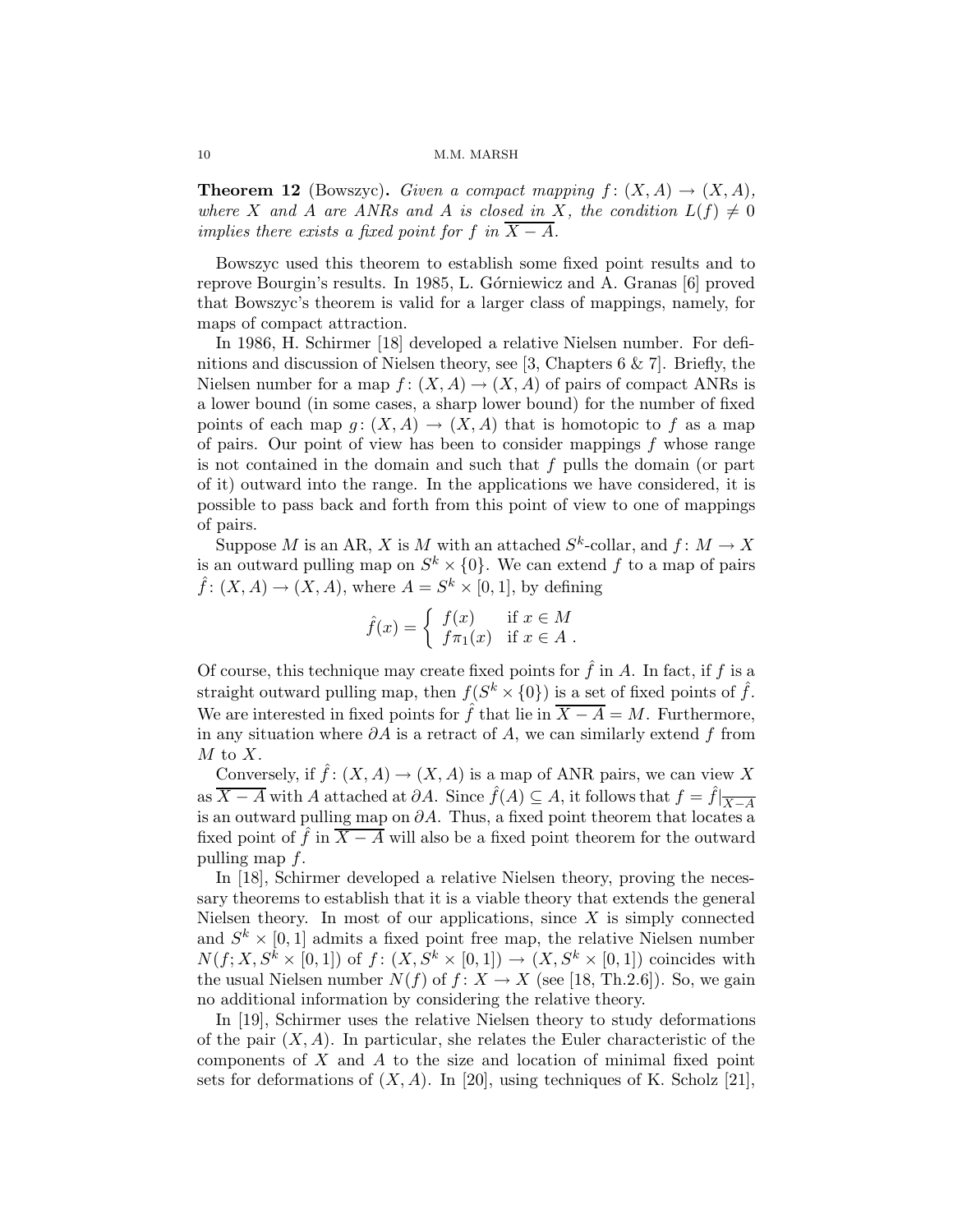**Theorem 12** (Bowszyc)**.** *Given a compact mapping $f\colon (X,A) \to (X,A)$, where $X$ and $A$ are ANRs and $A$ is closed in $X$, the condition $L(f) \neq 0$ implies there exists a fixed point for $f$ in $\overline{X-A}$.*

Bowszyc used this theorem to establish some fixed point results and to reprove Bourgin's results. In 1985, L. Górniewicz and A. Granas [6] proved that Bowszyc's theorem is valid for a larger class of mappings, namely, for maps of compact attraction.

In 1986, H. Schirmer [18] developed a relative Nielsen number. For definitions and discussion of Nielsen theory, see [3, Chapters 6 & 7]. Briefly, the Nielsen number for a map $f\colon (X,A) \to (X,A)$ of pairs of compact ANRs is a lower bound (in some cases, a sharp lower bound) for the number of fixed points of each map $g\colon (X,A) \to (X,A)$ that is homotopic to $f$ as a map of pairs. Our point of view has been to consider mappings $f$ whose range is not contained in the domain and such that $f$ pulls the domain (or part of it) outward into the range. In the applications we have considered, it is possible to pass back and forth from this point of view to one of mappings of pairs.

Suppose $M$ is an AR, $X$ is $M$ with an attached $S^k$-collar, and $f\colon M \to X$ is an outward pulling map on $S^k \times \{0\}$. We can extend $f$ to a map of pairs $\hat{f}\colon (X,A) \to (X,A)$, where $A = S^k \times [0,1]$, by defining

$$\hat{f}(x) = \begin{cases} f(x) & \text{if } x \in M \\ f\pi_1(x) & \text{if } x \in A \ . \end{cases}$$

Of course, this technique may create fixed points for $\hat{f}$ in $A$. In fact, if $f$ is a straight outward pulling map, then $f(S^k \times \{0\})$ is a set of fixed points of $\hat{f}$. We are interested in fixed points for $\hat{f}$ that lie in $\overline{X-A} = M$. Furthermore, in any situation where $\partial A$ is a retract of $A$, we can similarly extend $f$ from $M$ to $X$.

Conversely, if $\hat{f}\colon (X,A) \to (X,A)$ is a map of ANR pairs, we can view $X$ as $\overline{X-A}$ with $A$ attached at $\partial A$. Since $\hat{f}(A) \subseteq A$, it follows that $f = \hat{f}|_{\overline{X-A}}$ is an outward pulling map on $\partial A$. Thus, a fixed point theorem that locates a fixed point of $\hat{f}$ in $\overline{X-A}$ will also be a fixed point theorem for the outward pulling map $f$.

In [18], Schirmer developed a relative Nielsen theory, proving the necessary theorems to establish that it is a viable theory that extends the general Nielsen theory. In most of our applications, since $X$ is simply connected and $S^k \times [0,1]$ admits a fixed point free map, the relative Nielsen number $N(f; X, S^k \times [0,1])$ of $f\colon (X, S^k \times [0,1]) \to (X, S^k \times [0,1])$ coincides with the usual Nielsen number $N(f)$ of $f\colon X \to X$ (see [18, Th.2.6]). So, we gain no additional information by considering the relative theory.

In [19], Schirmer uses the relative Nielsen theory to study deformations of the pair $(X,A)$. In particular, she relates the Euler characteristic of the components of $X$ and $A$ to the size and location of minimal fixed point sets for deformations of $(X,A)$. In [20], using techniques of K. Scholz [21],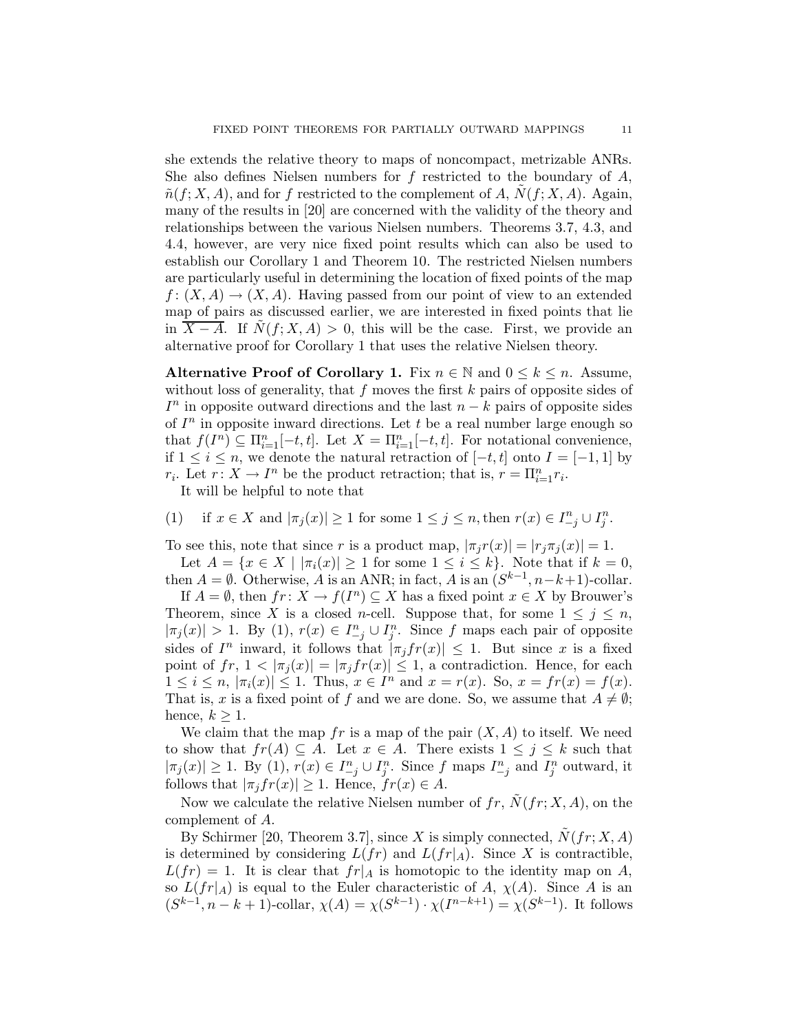she extends the relative theory to maps of noncompact, metrizable ANRs. She also defines Nielsen numbers for $f$ restricted to the boundary of $A$, $\tilde{n}(f; X, A)$, and for $f$ restricted to the complement of $A$, $\tilde{N}(f; X, A)$. Again, many of the results in [20] are concerned with the validity of the theory and relationships between the various Nielsen numbers. Theorems 3.7, 4.3, and 4.4, however, are very nice fixed point results which can also be used to establish our Corollary 1 and Theorem 10. The restricted Nielsen numbers are particularly useful in determining the location of fixed points of the map $f: (X, A) \to (X, A)$. Having passed from our point of view to an extended map of pairs as discussed earlier, we are interested in fixed points that lie in $\overline{X - A}$. If $\tilde{N}(f; X, A) > 0$, this will be the case. First, we provide an alternative proof for Corollary 1 that uses the relative Nielsen theory.

**Alternative Proof of Corollary 1.** Fix $n \in \mathbb{N}$ and $0 \leq k \leq n$. Assume, without loss of generality, that $f$ moves the first $k$ pairs of opposite sides of $I^n$ in opposite outward directions and the last $n - k$ pairs of opposite sides of $I^n$ in opposite inward directions. Let $t$ be a real number large enough so that $f(I^n) \subseteq \Pi_{i=1}^n [-t, t]$. Let $X = \Pi_{i=1}^n [-t, t]$. For notational convenience, if $1 \leq i \leq n$, we denote the natural retraction of $[-t, t]$ onto $I = [-1, 1]$ by $r_i$. Let $r: X \to I^n$ be the product retraction; that is, $r = \Pi_{i=1}^n r_i$.

It will be helpful to note that

$$\text{(1)} \quad \text{if } x \in X \text{ and } |\pi_j(x)| \geq 1 \text{ for some } 1 \leq j \leq n, \text{then } r(x) \in I^n_{-j} \cup I^n_j.$$

To see this, note that since $r$ is a product map, $|\pi_j r(x)| = |r_j \pi_j(x)| = 1$.

Let $A = \{x \in X \mid |\pi_i(x)| \geq 1 \text{ for some } 1 \leq i \leq k\}$. Note that if $k = 0$, then $A = \emptyset$. Otherwise, $A$ is an ANR; in fact, $A$ is an $(S^{k-1}, n-k+1)$-collar.

If $A = \emptyset$, then $fr: X \to f(I^n) \subseteq X$ has a fixed point $x \in X$ by Brouwer's Theorem, since $X$ is a closed $n$-cell. Suppose that, for some $1 \leq j \leq n$, $|\pi_j(x)| > 1$. By (1), $r(x) \in I^n_{-j} \cup I^n_j$. Since $f$ maps each pair of opposite sides of $I^n$ inward, it follows that $|\pi_j fr(x)| \leq 1$. But since $x$ is a fixed point of $fr$, $1 < |\pi_j(x)| = |\pi_j fr(x)| \leq 1$, a contradiction. Hence, for each $1 \leq i \leq n$, $|\pi_i(x)| \leq 1$. Thus, $x \in I^n$ and $x = r(x)$. So, $x = fr(x) = f(x)$. That is, $x$ is a fixed point of $f$ and we are done. So, we assume that $A \neq \emptyset$; hence, $k \geq 1$.

We claim that the map $fr$ is a map of the pair $(X, A)$ to itself. We need to show that $fr(A) \subseteq A$. Let $x \in A$. There exists $1 \leq j \leq k$ such that $|\pi_j(x)| \geq 1$. By (1), $r(x) \in I^n_{-j} \cup I^n_j$. Since $f$ maps $I^n_{-j}$ and $I^n_j$ outward, it follows that $|\pi_j fr(x)| \geq 1$. Hence, $fr(x) \in A$.

Now we calculate the relative Nielsen number of $fr$, $\tilde{N}(fr; X, A)$, on the complement of $A$.

By Schirmer [20, Theorem 3.7], since $X$ is simply connected, $\tilde{N}(fr; X, A)$ is determined by considering $L(fr)$ and $L(fr|_A)$. Since $X$ is contractible, $L(fr) = 1$. It is clear that $fr|_A$ is homotopic to the identity map on $A$, so $L(fr|_A)$ is equal to the Euler characteristic of $A$, $\chi(A)$. Since $A$ is an $(S^{k-1}, n-k+1)$-collar, $\chi(A) = \chi(S^{k-1}) \cdot \chi(I^{n-k+1}) = \chi(S^{k-1})$. It follows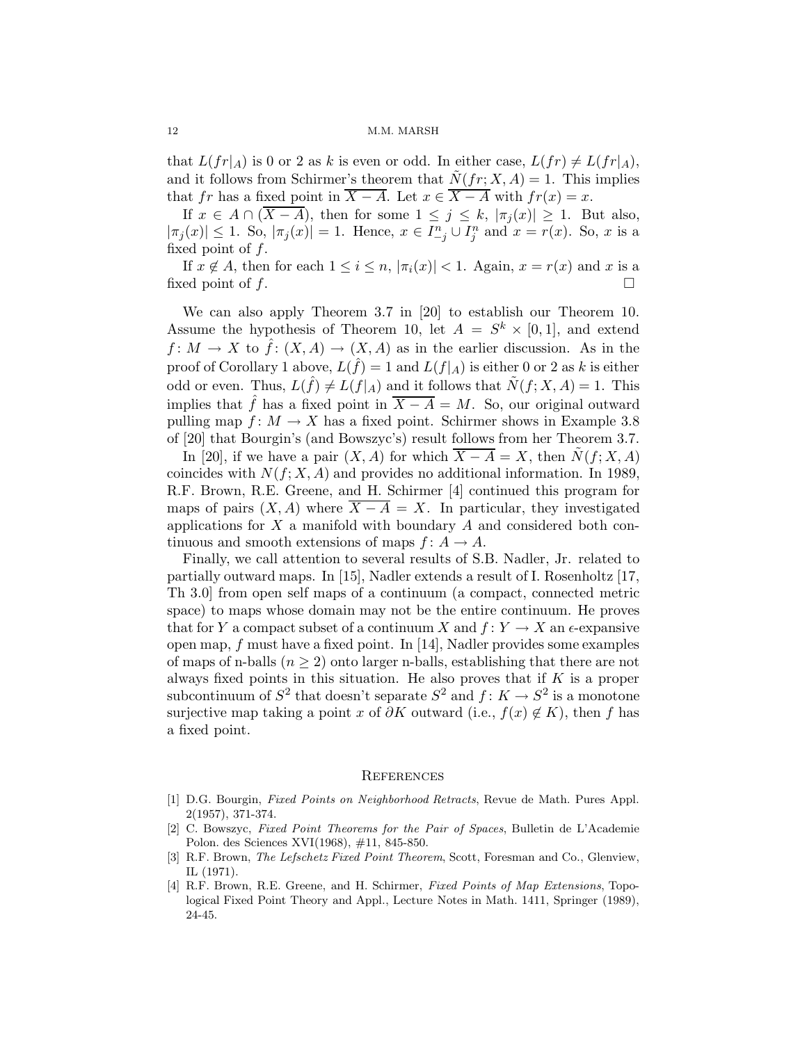that $L(fr|_A)$ is 0 or 2 as $k$ is even or odd. In either case, $L(fr) \neq L(fr|_A)$, and it follows from Schirmer's theorem that $\tilde{N}(fr; X, A) = 1$. This implies that $fr$ has a fixed point in $\overline{X - A}$. Let $x \in \overline{X - A}$ with $fr(x) = x$.

If $x \in A \cap (\overline{X - A})$, then for some $1 \leq j \leq k$, $|\pi_j(x)| \geq 1$. But also, $|\pi_j(x)| \leq 1$. So, $|\pi_j(x)| = 1$. Hence, $x \in I^n_{-j} \cup I^n_j$ and $x = r(x)$. So, $x$ is a fixed point of $f$.

If $x \notin A$, then for each $1 \leq i \leq n$, $|\pi_i(x)| < 1$. Again, $x = r(x)$ and $x$ is a fixed point of $f$. □

We can also apply Theorem 3.7 in [20] to establish our Theorem 10. Assume the hypothesis of Theorem 10, let $A = S^k \times [0, 1]$, and extend $f : M \to X$ to $\hat{f} : (X, A) \to (X, A)$ as in the earlier discussion. As in the proof of Corollary 1 above, $L(\hat{f}) = 1$ and $L(f|_A)$ is either 0 or 2 as $k$ is either odd or even. Thus, $L(\hat{f}) \neq L(f|_A)$ and it follows that $\tilde{N}(f; X, A) = 1$. This implies that $\hat{f}$ has a fixed point in $\overline{X - A} = M$. So, our original outward pulling map $f : M \to X$ has a fixed point. Schirmer shows in Example 3.8 of [20] that Bourgin's (and Bowszyc's) result follows from her Theorem 3.7.

In [20], if we have a pair $(X, A)$ for which $\overline{X - A} = X$, then $\tilde{N}(f; X, A)$ coincides with $N(f; X, A)$ and provides no additional information. In 1989, R.F. Brown, R.E. Greene, and H. Schirmer [4] continued this program for maps of pairs $(X, A)$ where $\overline{X - A} = X$. In particular, they investigated applications for $X$ a manifold with boundary $A$ and considered both continuous and smooth extensions of maps $f : A \to A$.

Finally, we call attention to several results of S.B. Nadler, Jr. related to partially outward maps. In [15], Nadler extends a result of I. Rosenholtz [17, Th 3.0] from open self maps of a continuum (a compact, connected metric space) to maps whose domain may not be the entire continuum. He proves that for $Y$ a compact subset of a continuum $X$ and $f : Y \to X$ an $\epsilon$-expansive open map, $f$ must have a fixed point. In [14], Nadler provides some examples of maps of n-balls ($n \geq 2$) onto larger n-balls, establishing that there are not always fixed points in this situation. He also proves that if $K$ is a proper subcontinuum of $S^2$ that doesn't separate $S^2$ and $f : K \to S^2$ is a monotone surjective map taking a point $x$ of $\partial K$ outward (i.e., $f(x) \notin K$), then $f$ has a fixed point.

## References

[1] D.G. Bourgin, *Fixed Points on Neighborhood Retracts*, Revue de Math. Pures Appl. 2(1957), 371-374.

[2] C. Bowszyc, *Fixed Point Theorems for the Pair of Spaces*, Bulletin de L'Academie Polon. des Sciences XVI(1968), #11, 845-850.

[3] R.F. Brown, *The Lefschetz Fixed Point Theorem*, Scott, Foresman and Co., Glenview, IL (1971).

[4] R.F. Brown, R.E. Greene, and H. Schirmer, *Fixed Points of Map Extensions*, Topological Fixed Point Theory and Appl., Lecture Notes in Math. 1411, Springer (1989), 24-45.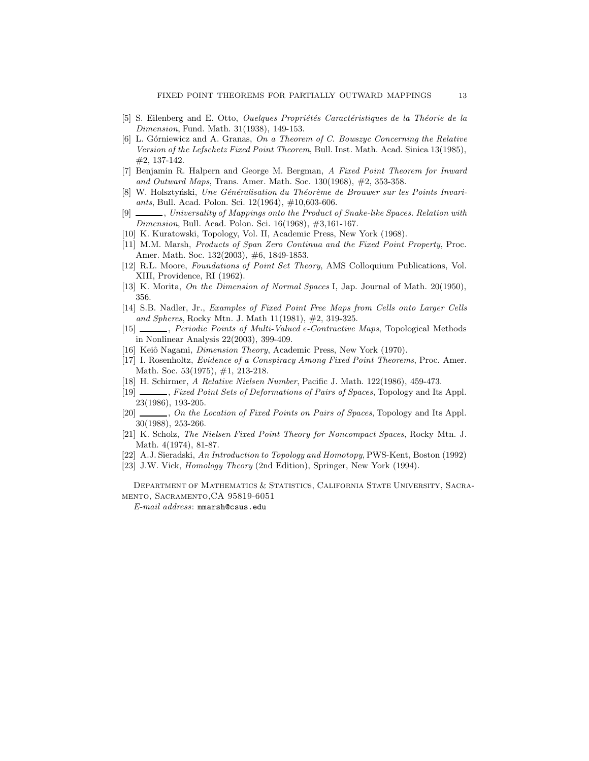[5] S. Eilenberg and E. Otto, *Ouelques Propriétés Caractéristiques de la Théorie de la Dimension*, Fund. Math. 31(1938), 149-153.

[6] L. Górniewicz and A. Granas, *On a Theorem of C. Bowszyc Concerning the Relative Version of the Lefschetz Fixed Point Theorem*, Bull. Inst. Math. Acad. Sinica 13(1985), #2, 137-142.

[7] Benjamin R. Halpern and George M. Bergman, *A Fixed Point Theorem for Inward and Outward Maps*, Trans. Amer. Math. Soc. 130(1968), #2, 353-358.

[8] W. Holsztyński, *Une Généralisation du Théorème de Brouwer sur les Points Invariants*, Bull. Acad. Polon. Sci. 12(1964), #10,603-606.

[9] ______, *Universality of Mappings onto the Product of Snake-like Spaces. Relation with Dimension*, Bull. Acad. Polon. Sci. 16(1968), #3,161-167.

[10] K. Kuratowski, Topology, Vol. II, Academic Press, New York (1968).

[11] M.M. Marsh, *Products of Span Zero Continua and the Fixed Point Property*, Proc. Amer. Math. Soc. 132(2003), #6, 1849-1853.

[12] R.L. Moore, *Foundations of Point Set Theory*, AMS Colloquium Publications, Vol. XIII, Providence, RI (1962).

[13] K. Morita, *On the Dimension of Normal Spaces* I, Jap. Journal of Math. 20(1950), 356.

[14] S.B. Nadler, Jr., *Examples of Fixed Point Free Maps from Cells onto Larger Cells and Spheres*, Rocky Mtn. J. Math 11(1981), #2, 319-325.

[15] ______, *Periodic Points of Multi-Valued $\epsilon$-Contractive Maps*, Topological Methods in Nonlinear Analysis 22(2003), 399-409.

[16] Keiô Nagami, *Dimension Theory*, Academic Press, New York (1970).

[17] I. Rosenholtz, *Evidence of a Conspiracy Among Fixed Point Theorems*, Proc. Amer. Math. Soc. 53(1975), #1, 213-218.

[18] H. Schirmer, *A Relative Nielsen Number*, Pacific J. Math. 122(1986), 459-473.

[19] ______, *Fixed Point Sets of Deformations of Pairs of Spaces*, Topology and Its Appl. 23(1986), 193-205.

[20] ______, *On the Location of Fixed Points on Pairs of Spaces*, Topology and Its Appl. 30(1988), 253-266.

[21] K. Scholz, *The Nielsen Fixed Point Theory for Noncompact Spaces*, Rocky Mtn. J. Math. 4(1974), 81-87.

[22] A.J. Sieradski, *An Introduction to Topology and Homotopy*, PWS-Kent, Boston (1992)

[23] J.W. Vick, *Homology Theory* (2nd Edition), Springer, New York (1994).

Department of Mathematics & Statistics, California State University, Sacramento, Sacramento,CA 95819-6051

*E-mail address*: mmarsh@csus.edu